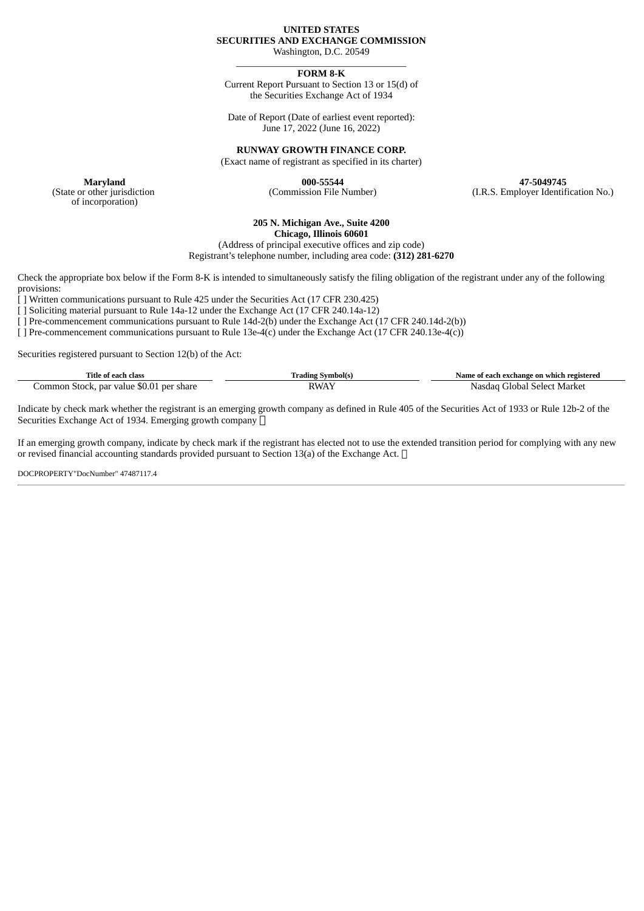**UNITED STATES**
**SECURITIES AND EXCHANGE COMMISSION**
Washington, D.C. 20549

---

**FORM 8-K**

Current Report Pursuant to Section 13 or 15(d) of the Securities Exchange Act of 1934

Date of Report (Date of earliest event reported):
June 17, 2022 (June 16, 2022)

**RUNWAY GROWTH FINANCE CORP.**
(Exact name of registrant as specified in its charter)

| **Maryland** | **000-55544** | **47-5049745** |
|---|---|---|
| (State or other jurisdiction of incorporation) | (Commission File Number) | (I.R.S. Employer Identification No.) |

**205 N. Michigan Ave., Suite 4200**
**Chicago, Illinois 60601**
(Address of principal executive offices and zip code)
Registrant's telephone number, including area code: **(312) 281-6270**

Check the appropriate box below if the Form 8-K is intended to simultaneously satisfy the filing obligation of the registrant under any of the following provisions:

[ ] Written communications pursuant to Rule 425 under the Securities Act (17 CFR 230.425)
[ ] Soliciting material pursuant to Rule 14a-12 under the Exchange Act (17 CFR 240.14a-12)
[ ] Pre-commencement communications pursuant to Rule 14d-2(b) under the Exchange Act (17 CFR 240.14d-2(b))
[ ] Pre-commencement communications pursuant to Rule 13e-4(c) under the Exchange Act (17 CFR 240.13e-4(c))

Securities registered pursuant to Section 12(b) of the Act:

| Title of each class | Trading Symbol(s) | Name of each exchange on which registered |
|---|---|---|
| Common Stock, par value $0.01 per share | RWAY | Nasdaq Global Select Market |

Indicate by check mark whether the registrant is an emerging growth company as defined in Rule 405 of the Securities Act of 1933 or Rule 12b-2 of the Securities Exchange Act of 1934. Emerging growth company ☐

If an emerging growth company, indicate by check mark if the registrant has elected not to use the extended transition period for complying with any new or revised financial accounting standards provided pursuant to Section 13(a) of the Exchange Act. ☐

DOCPROPERTY"DocNumber" 47487117.4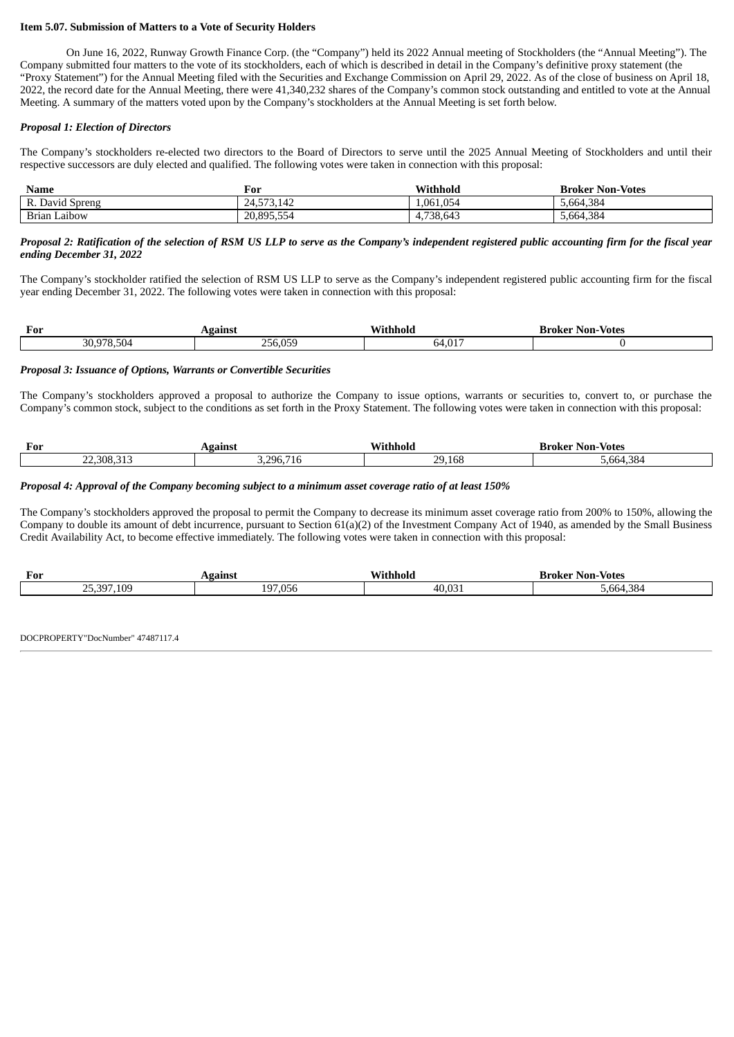**Item 5.07. Submission of Matters to a Vote of Security Holders**

On June 16, 2022, Runway Growth Finance Corp. (the "Company") held its 2022 Annual meeting of Stockholders (the "Annual Meeting"). The Company submitted four matters to the vote of its stockholders, each of which is described in detail in the Company's definitive proxy statement (the "Proxy Statement") for the Annual Meeting filed with the Securities and Exchange Commission on April 29, 2022. As of the close of business on April 18, 2022, the record date for the Annual Meeting, there were 41,340,232 shares of the Company's common stock outstanding and entitled to vote at the Annual Meeting. A summary of the matters voted upon by the Company's stockholders at the Annual Meeting is set forth below.

***Proposal 1: Election of Directors***

The Company's stockholders re-elected two directors to the Board of Directors to serve until the 2025 Annual Meeting of Stockholders and until their respective successors are duly elected and qualified. The following votes were taken in connection with this proposal:

| Name | For | Withhold | Broker Non-Votes |
|---|---|---|---|
| R. David Spreng | 24,573,142 | 1,061,054 | 5,664,384 |
| Brian Laibow | 20,895,554 | 4,738,643 | 5,664,384 |

***Proposal 2: Ratification of the selection of RSM US LLP to serve as the Company's independent registered public accounting firm for the fiscal year ending December 31, 2022***

The Company's stockholder ratified the selection of RSM US LLP to serve as the Company's independent registered public accounting firm for the fiscal year ending December 31, 2022. The following votes were taken in connection with this proposal:

| For | Against | Withhold | Broker Non-Votes |
|---|---|---|---|
| 30,978,504 | 256,059 | 64,017 | 0 |

***Proposal 3: Issuance of Options, Warrants or Convertible Securities***

The Company's stockholders approved a proposal to authorize the Company to issue options, warrants or securities to, convert to, or purchase the Company's common stock, subject to the conditions as set forth in the Proxy Statement. The following votes were taken in connection with this proposal:

| For | Against | Withhold | Broker Non-Votes |
|---|---|---|---|
| 22,308,313 | 3,296,716 | 29,168 | 5,664,384 |

***Proposal 4: Approval of the Company becoming subject to a minimum asset coverage ratio of at least 150%***

The Company's stockholders approved the proposal to permit the Company to decrease its minimum asset coverage ratio from 200% to 150%, allowing the Company to double its amount of debt incurrence, pursuant to Section 61(a)(2) of the Investment Company Act of 1940, as amended by the Small Business Credit Availability Act, to become effective immediately. The following votes were taken in connection with this proposal:

| For | Against | Withhold | Broker Non-Votes |
|---|---|---|---|
| 25,397,109 | 197,056 | 40,031 | 5,664,384 |

DOCPROPERTY"DocNumber" 47487117.4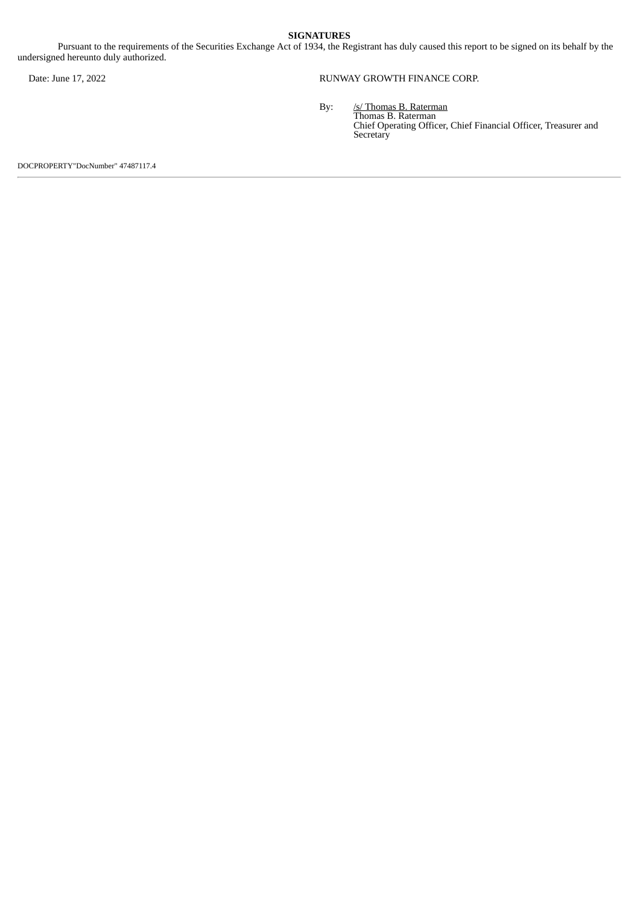**SIGNATURES**

Pursuant to the requirements of the Securities Exchange Act of 1934, the Registrant has duly caused this report to be signed on its behalf by the undersigned hereunto duly authorized.

Date: June 17, 2022

RUNWAY GROWTH FINANCE CORP.

By: /s/ Thomas B. Raterman
Thomas B. Raterman
Chief Operating Officer, Chief Financial Officer, Treasurer and Secretary

DOCPROPERTY"DocNumber" 47487117.4